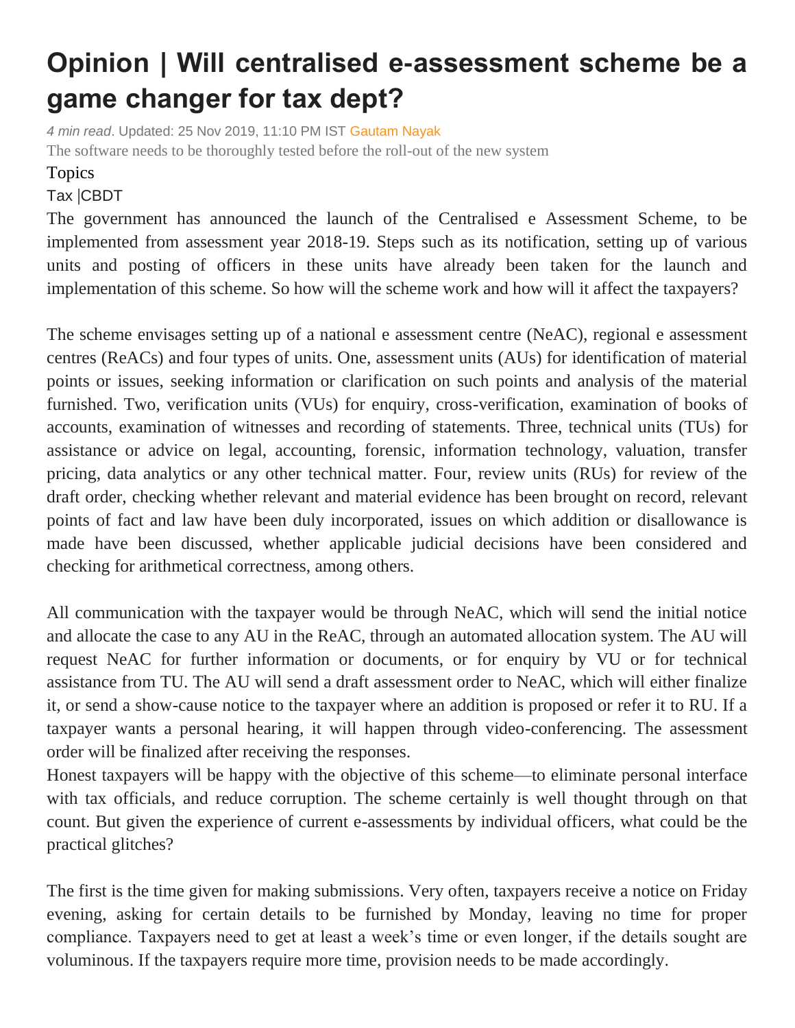# Opinion | Will centralised e-assessment scheme be a game changer for tax dept?

*4 min read*. Updated: 25 Nov 2019, 11:10 PM IST Gautam Nayak

The software needs to be thoroughly tested before the roll-out of the new system

Topics

Tax |CBDT

The government has announced the launch of the Centralised e Assessment Scheme, to be implemented from assessment year 2018-19. Steps such as its notification, setting up of various units and posting of officers in these units have already been taken for the launch and implementation of this scheme. So how will the scheme work and how will it affect the taxpayers?

The scheme envisages setting up of a national e assessment centre (NeAC), regional e assessment centres (ReACs) and four types of units. One, assessment units (AUs) for identification of material points or issues, seeking information or clarification on such points and analysis of the material furnished. Two, verification units (VUs) for enquiry, cross-verification, examination of books of accounts, examination of witnesses and recording of statements. Three, technical units (TUs) for assistance or advice on legal, accounting, forensic, information technology, valuation, transfer pricing, data analytics or any other technical matter. Four, review units (RUs) for review of the draft order, checking whether relevant and material evidence has been brought on record, relevant points of fact and law have been duly incorporated, issues on which addition or disallowance is made have been discussed, whether applicable judicial decisions have been considered and checking for arithmetical correctness, among others.

All communication with the taxpayer would be through NeAC, which will send the initial notice and allocate the case to any AU in the ReAC, through an automated allocation system. The AU will request NeAC for further information or documents, or for enquiry by VU or for technical assistance from TU. The AU will send a draft assessment order to NeAC, which will either finalize it, or send a show-cause notice to the taxpayer where an addition is proposed or refer it to RU. If a taxpayer wants a personal hearing, it will happen through video-conferencing. The assessment order will be finalized after receiving the responses.

Honest taxpayers will be happy with the objective of this scheme—to eliminate personal interface with tax officials, and reduce corruption. The scheme certainly is well thought through on that count. But given the experience of current e-assessments by individual officers, what could be the practical glitches?

The first is the time given for making submissions. Very often, taxpayers receive a notice on Friday evening, asking for certain details to be furnished by Monday, leaving no time for proper compliance. Taxpayers need to get at least a week's time or even longer, if the details sought are voluminous. If the taxpayers require more time, provision needs to be made accordingly.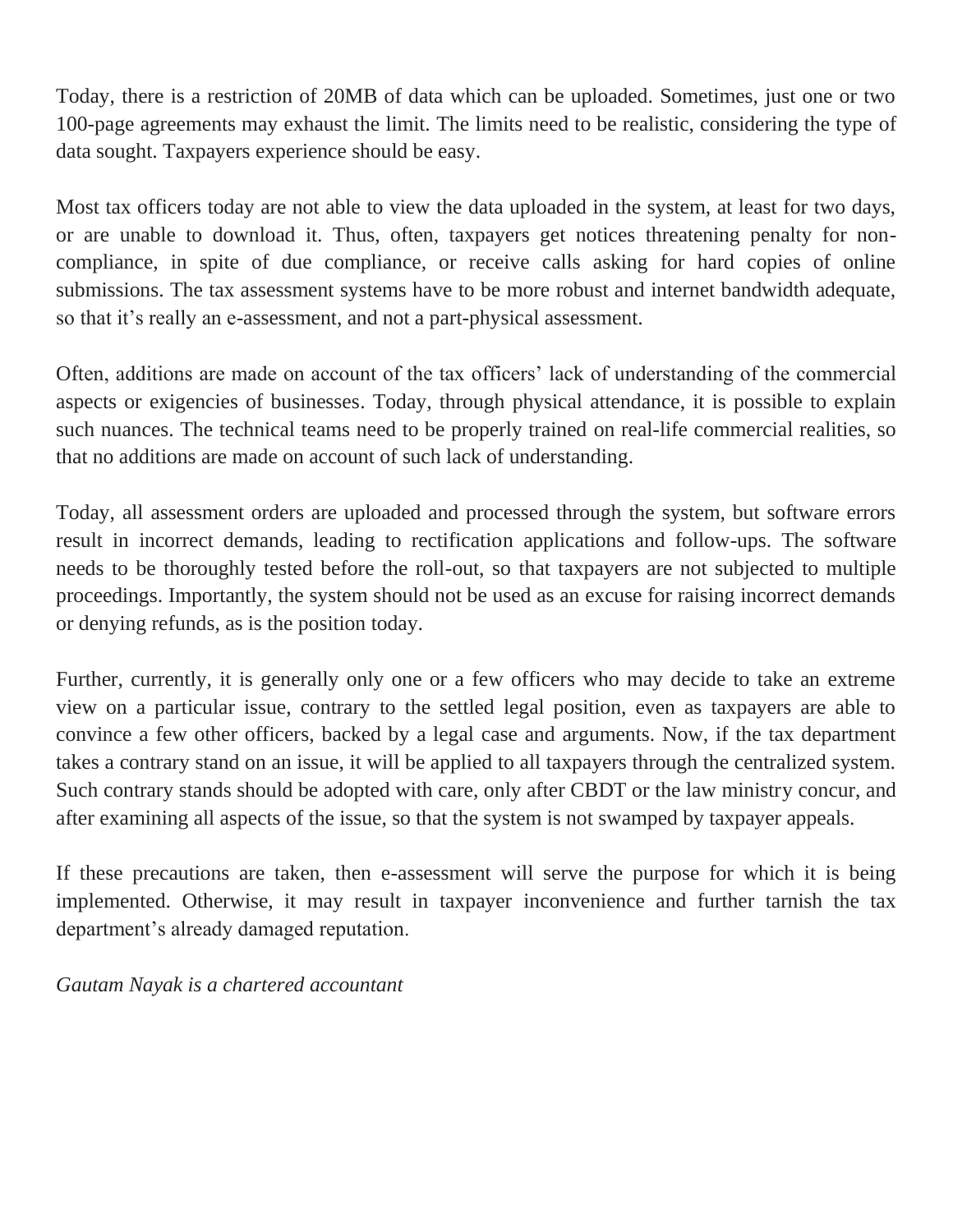Today, there is a restriction of 20MB of data which can be uploaded. Sometimes, just one or two 100-page agreements may exhaust the limit. The limits need to be realistic, considering the type of data sought. Taxpayers experience should be easy.

Most tax officers today are not able to view the data uploaded in the system, at least for two days, or are unable to download it. Thus, often, taxpayers get notices threatening penalty for non-compliance, in spite of due compliance, or receive calls asking for hard copies of online submissions. The tax assessment systems have to be more robust and internet bandwidth adequate, so that it's really an e-assessment, and not a part-physical assessment.

Often, additions are made on account of the tax officers' lack of understanding of the commercial aspects or exigencies of businesses. Today, through physical attendance, it is possible to explain such nuances. The technical teams need to be properly trained on real-life commercial realities, so that no additions are made on account of such lack of understanding.

Today, all assessment orders are uploaded and processed through the system, but software errors result in incorrect demands, leading to rectification applications and follow-ups. The software needs to be thoroughly tested before the roll-out, so that taxpayers are not subjected to multiple proceedings. Importantly, the system should not be used as an excuse for raising incorrect demands or denying refunds, as is the position today.

Further, currently, it is generally only one or a few officers who may decide to take an extreme view on a particular issue, contrary to the settled legal position, even as taxpayers are able to convince a few other officers, backed by a legal case and arguments. Now, if the tax department takes a contrary stand on an issue, it will be applied to all taxpayers through the centralized system. Such contrary stands should be adopted with care, only after CBDT or the law ministry concur, and after examining all aspects of the issue, so that the system is not swamped by taxpayer appeals.

If these precautions are taken, then e-assessment will serve the purpose for which it is being implemented. Otherwise, it may result in taxpayer inconvenience and further tarnish the tax department's already damaged reputation.

*Gautam Nayak is a chartered accountant*